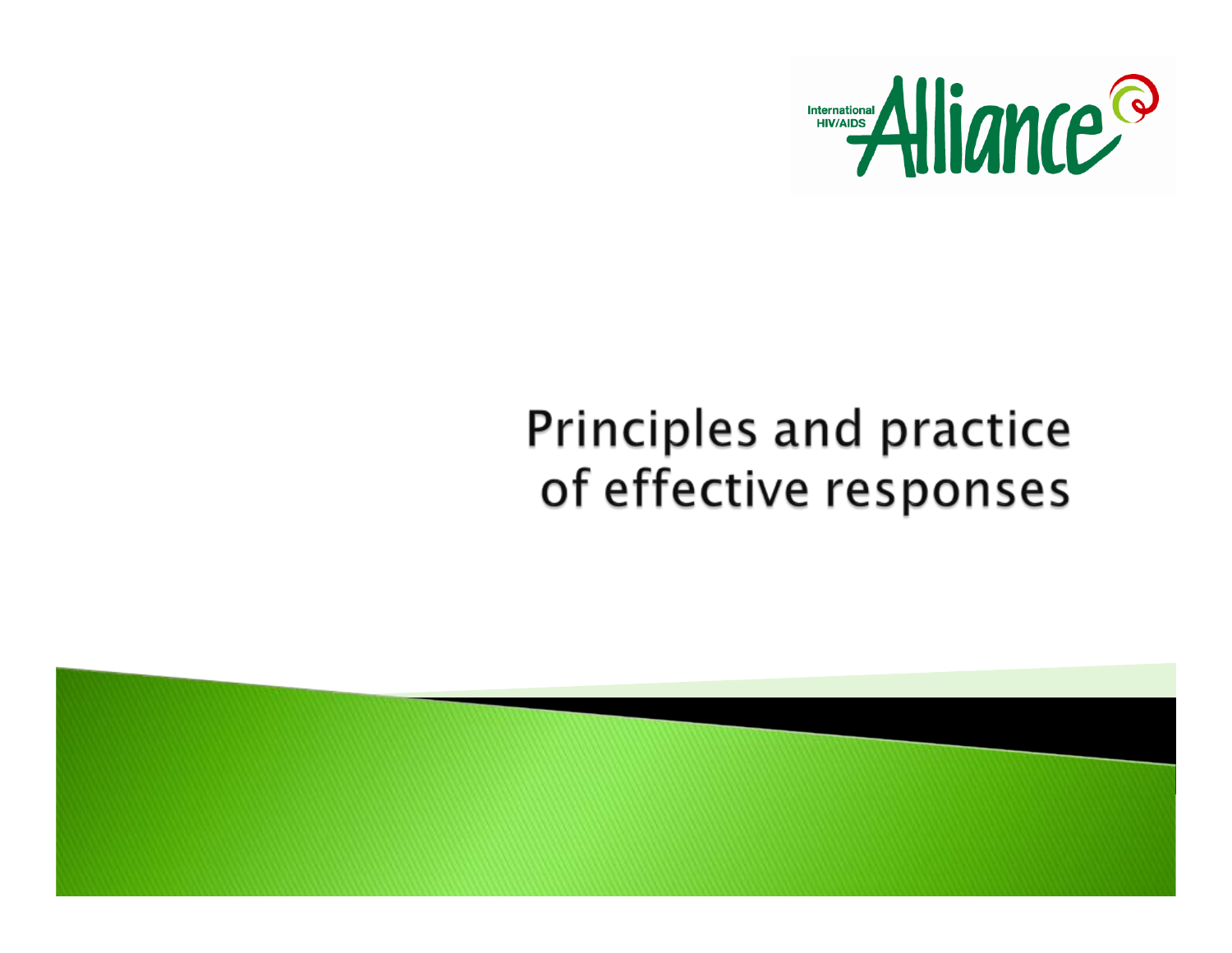International HIV/AIDS Alliance

# Principles and practice of effective responses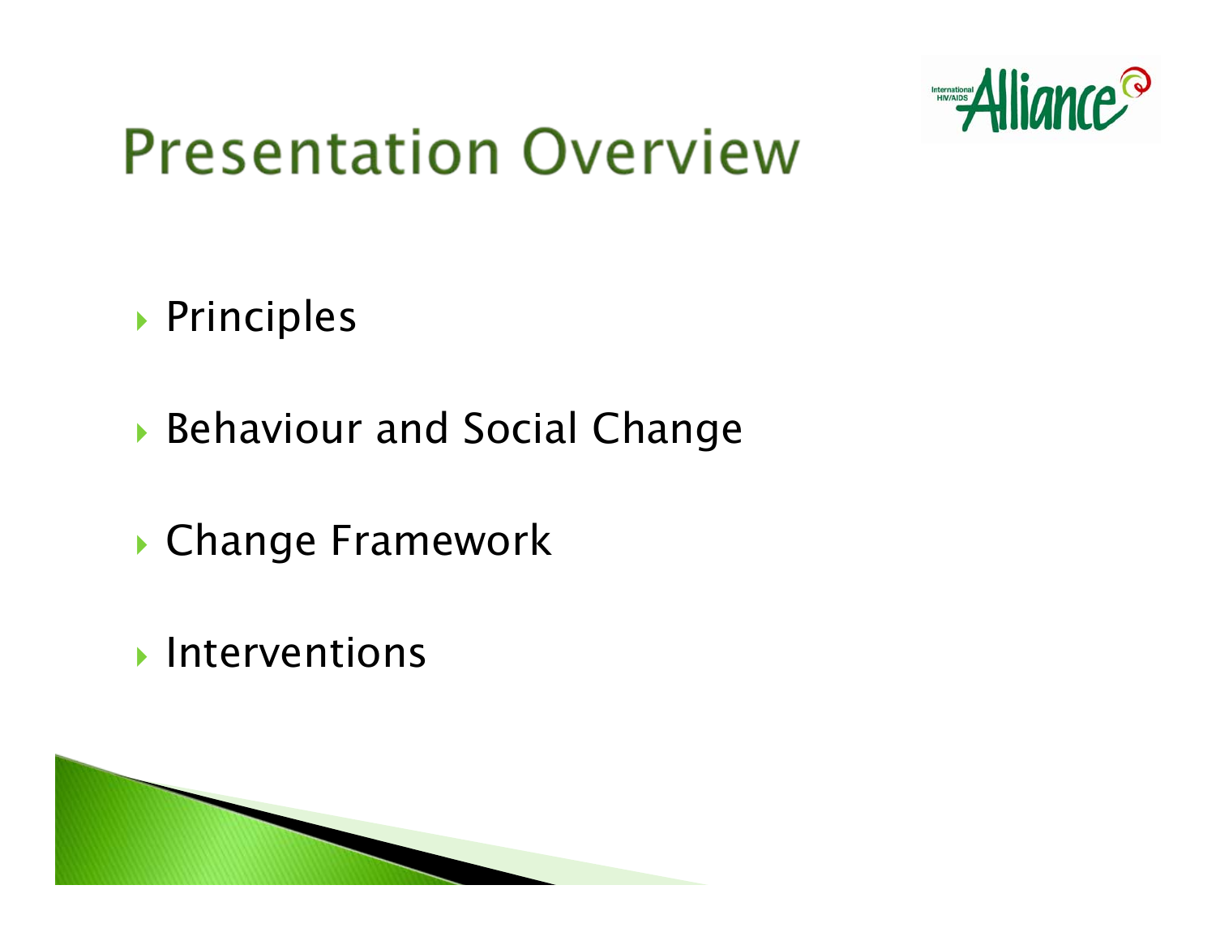# Presentation Overview

- Principles
- Behaviour and Social Change
- Change Framework
- Interventions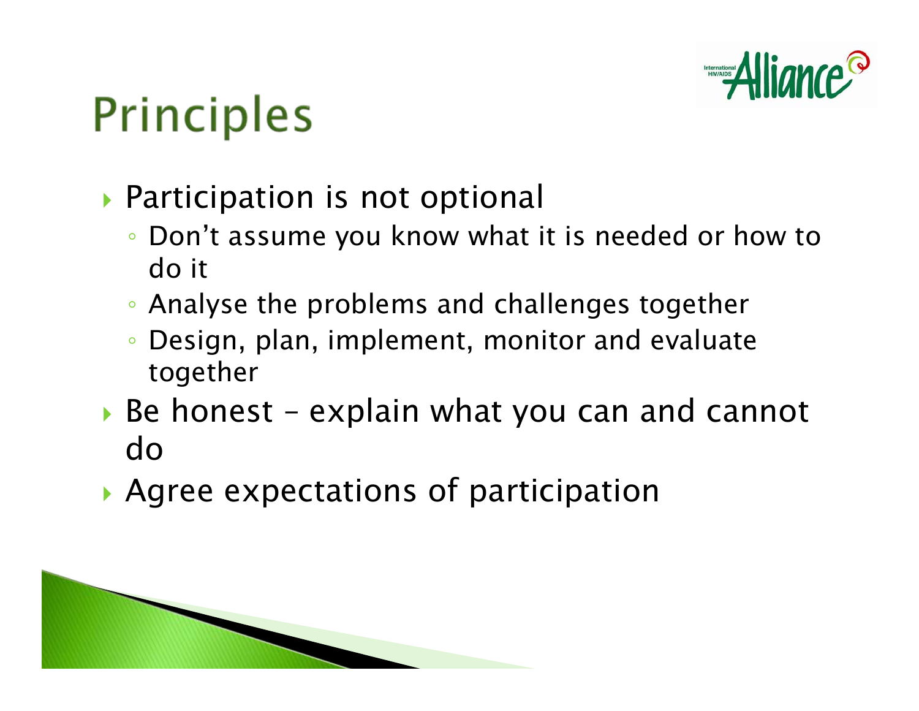# Principles

- Participation is not optional
  - Don’t assume you know what it is needed or how to do it
  - Analyse the problems and challenges together
  - Design, plan, implement, monitor and evaluate together
- Be honest – explain what you can and cannot do
- Agree expectations of participation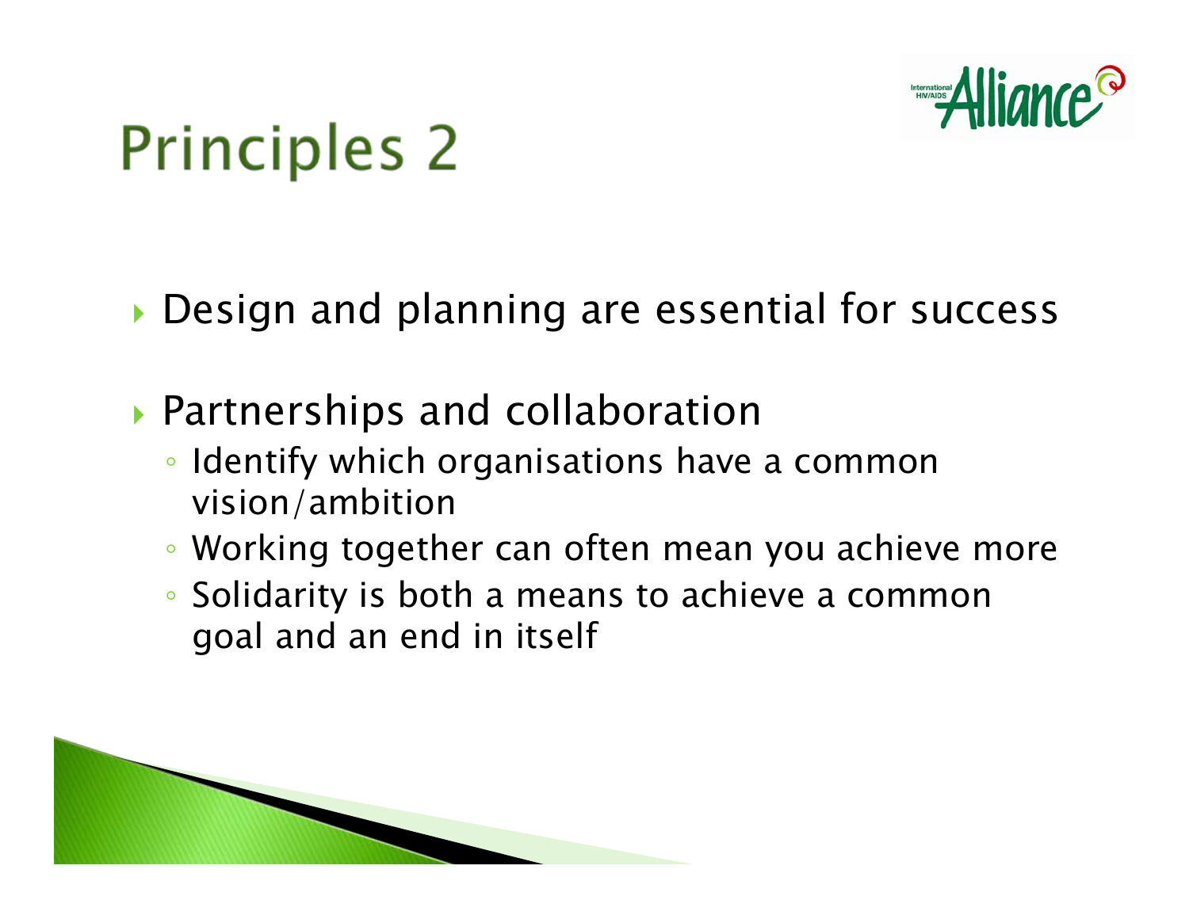# Principles 2

- Design and planning are essential for success
- Partnerships and collaboration
  - Identify which organisations have a common vision/ambition
  - Working together can often mean you achieve more
  - Solidarity is both a means to achieve a common goal and an end in itself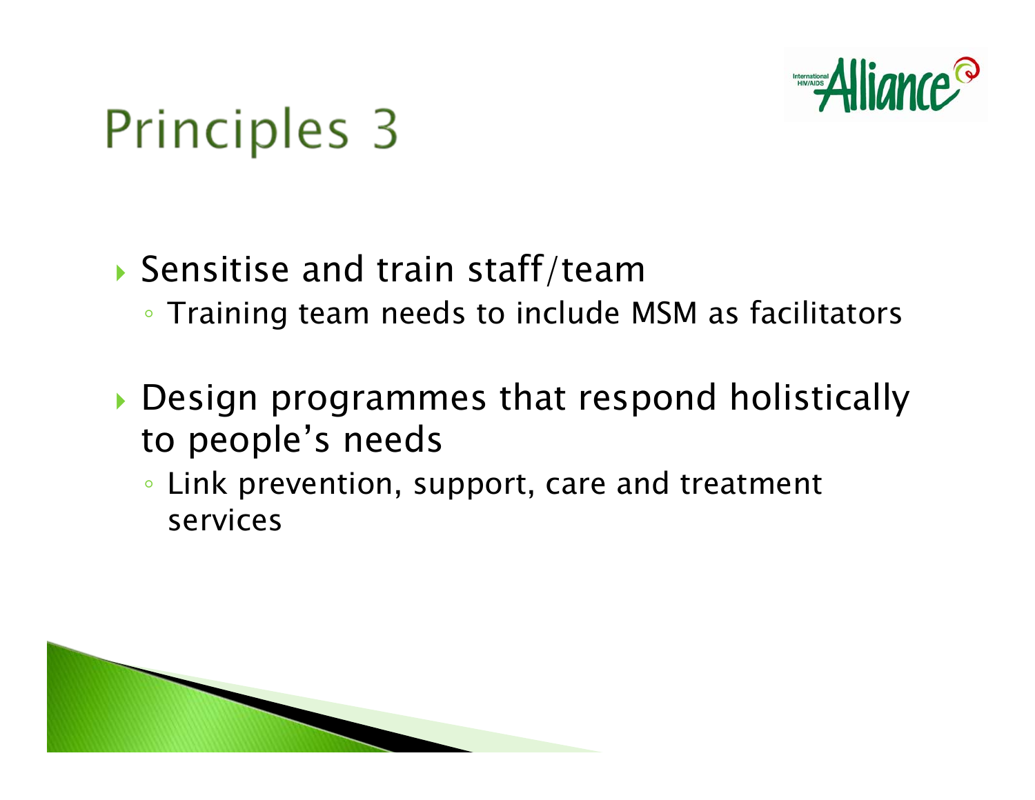# Principles 3

- Sensitise and train staff/team
  - Training team needs to include MSM as facilitators
- Design programmes that respond holistically to people's needs
  - Link prevention, support, care and treatment services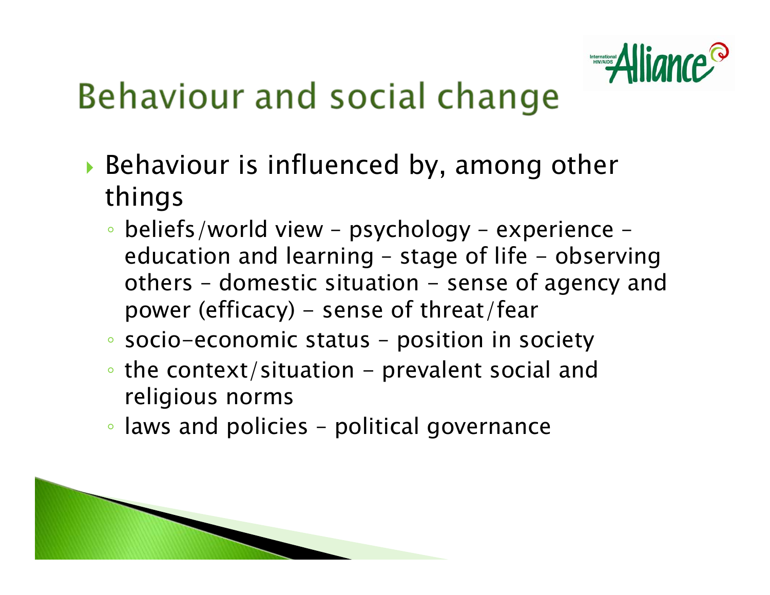# Behaviour and social change

- Behaviour is influenced by, among other things
  - beliefs/world view – psychology – experience – education and learning – stage of life - observing others – domestic situation - sense of agency and power (efficacy) - sense of threat/fear
  - socio-economic status – position in society
  - the context/situation - prevalent social and religious norms
  - laws and policies – political governance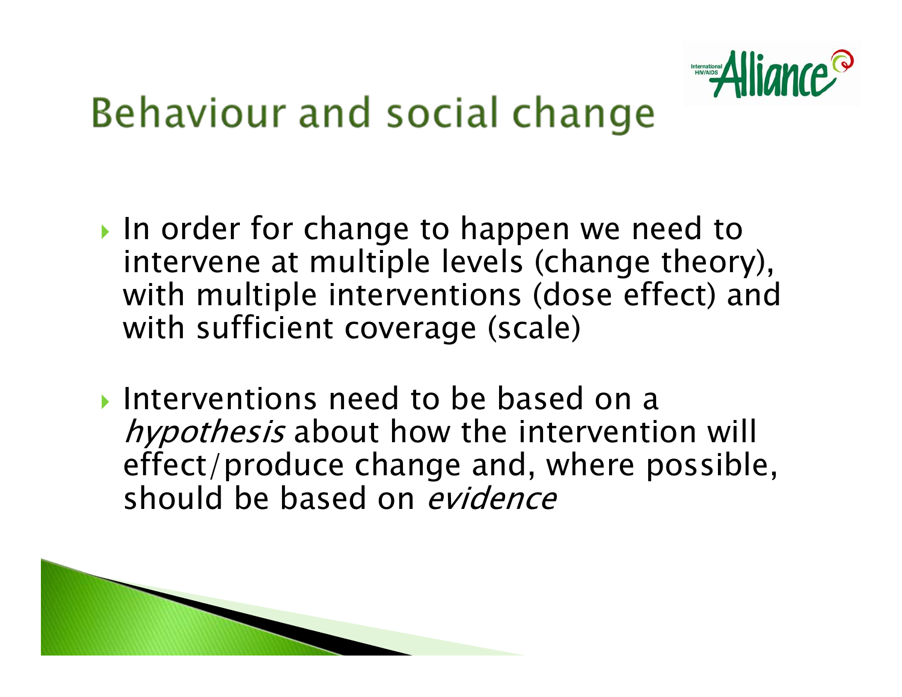# Behaviour and social change

- In order for change to happen we need to intervene at multiple levels (change theory), with multiple interventions (dose effect) and with sufficient coverage (scale)
- Interventions need to be based on a *hypothesis* about how the intervention will effect/produce change and, where possible, should be based on *evidence*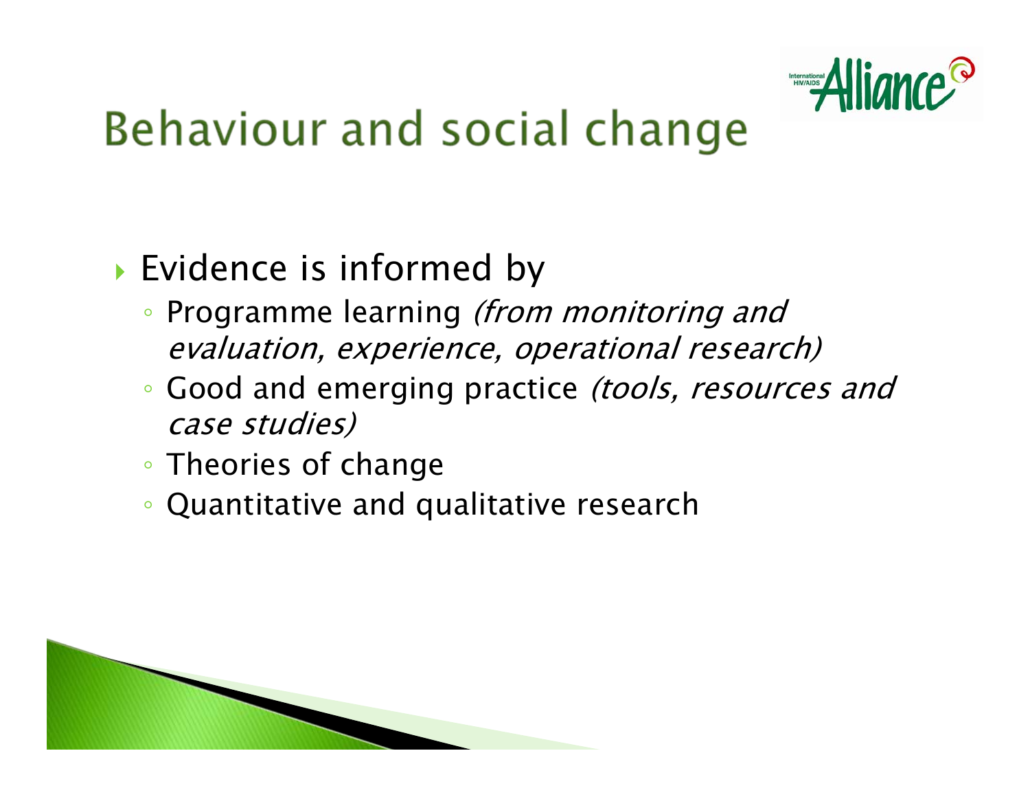# Behaviour and social change

- Evidence is informed by
  - Programme learning *(from monitoring and evaluation, experience, operational research)*
  - Good and emerging practice *(tools, resources and case studies)*
  - Theories of change
  - Quantitative and qualitative research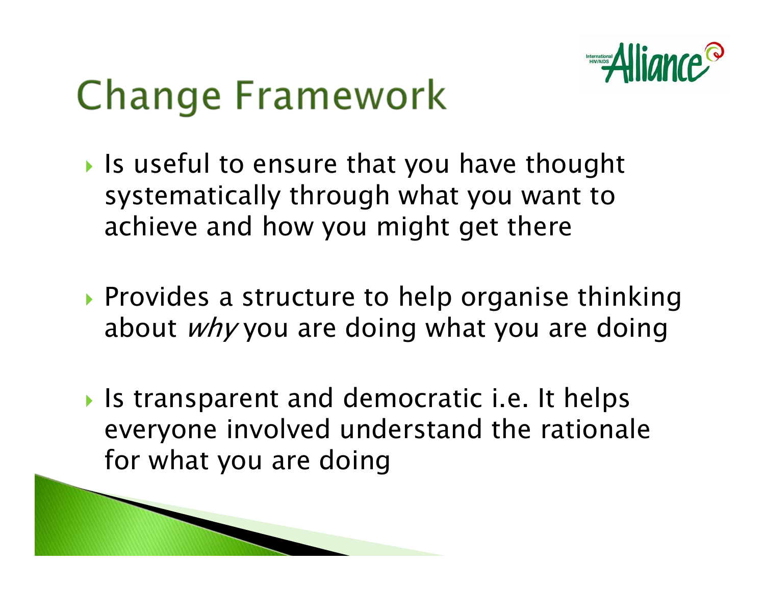# Change Framework

- Is useful to ensure that you have thought systematically through what you want to achieve and how you might get there

- Provides a structure to help organise thinking about *why* you are doing what you are doing

- Is transparent and democratic i.e. It helps everyone involved understand the rationale for what you are doing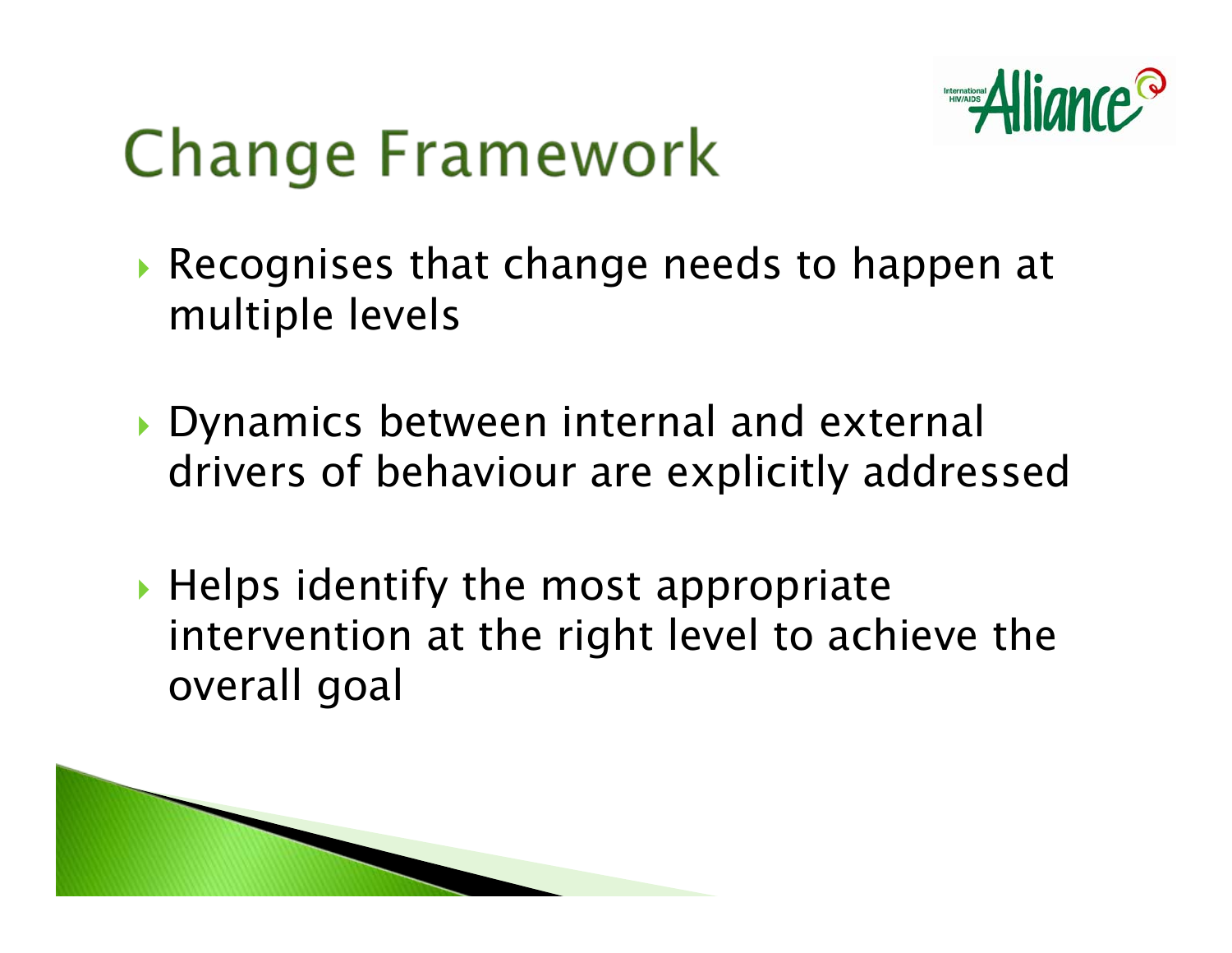# Change Framework

- Recognises that change needs to happen at multiple levels
- Dynamics between internal and external drivers of behaviour are explicitly addressed
- Helps identify the most appropriate intervention at the right level to achieve the overall goal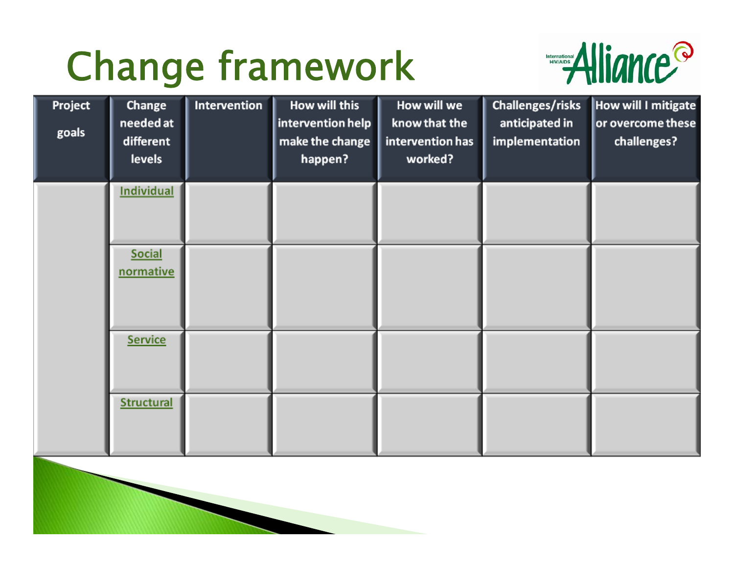# Change framework

| Project goals | Change needed at different levels | Intervention | How will this intervention help make the change happen? | How will we know that the intervention has worked? | Challenges/risks anticipated in implementation | How will I mitigate or overcome these challenges? |
|---|---|---|---|---|---|---|
| | Individual | | | | | |
| | Social normative | | | | | |
| | Service | | | | | |
| | Structural | | | | | |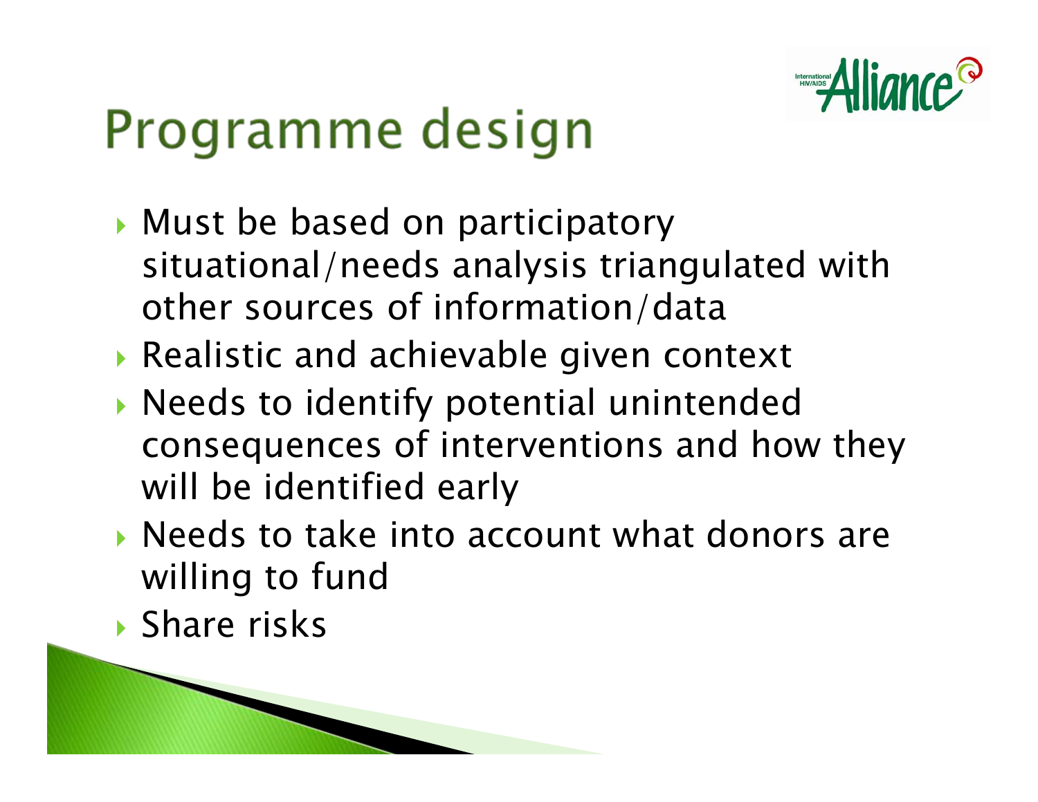# Programme design

- Must be based on participatory situational/needs analysis triangulated with other sources of information/data
- Realistic and achievable given context
- Needs to identify potential unintended consequences of interventions and how they will be identified early
- Needs to take into account what donors are willing to fund
- Share risks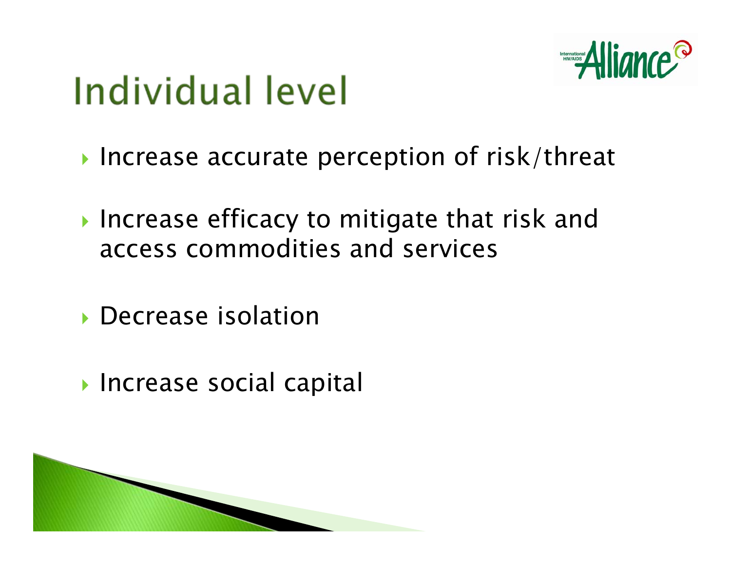# Individual level

- Increase accurate perception of risk/threat
- Increase efficacy to mitigate that risk and access commodities and services
- Decrease isolation
- Increase social capital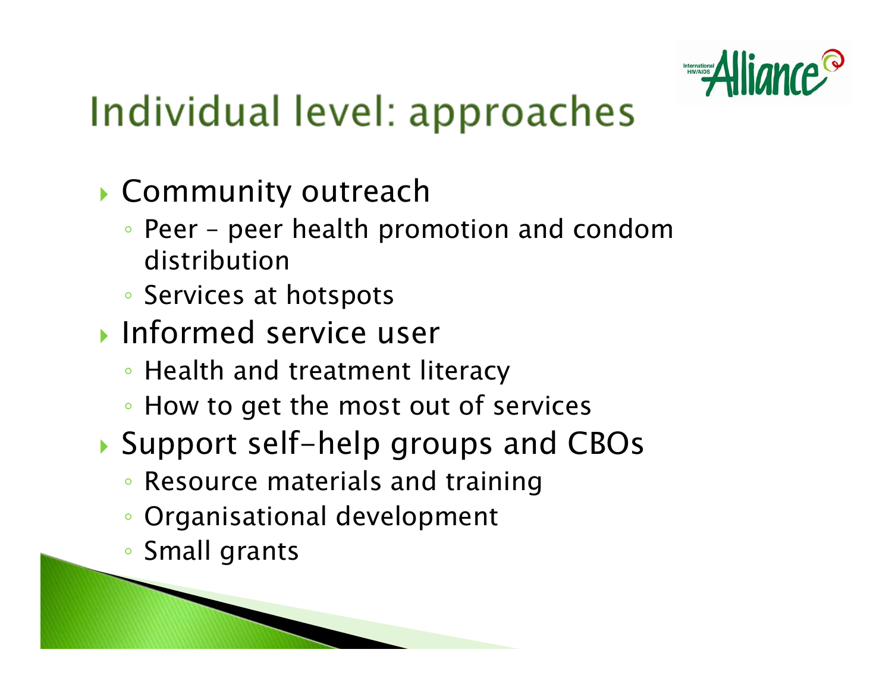# Individual level: approaches

- Community outreach
  - Peer – peer health promotion and condom distribution
  - Services at hotspots
- Informed service user
  - Health and treatment literacy
  - How to get the most out of services
- Support self-help groups and CBOs
  - Resource materials and training
  - Organisational development
  - Small grants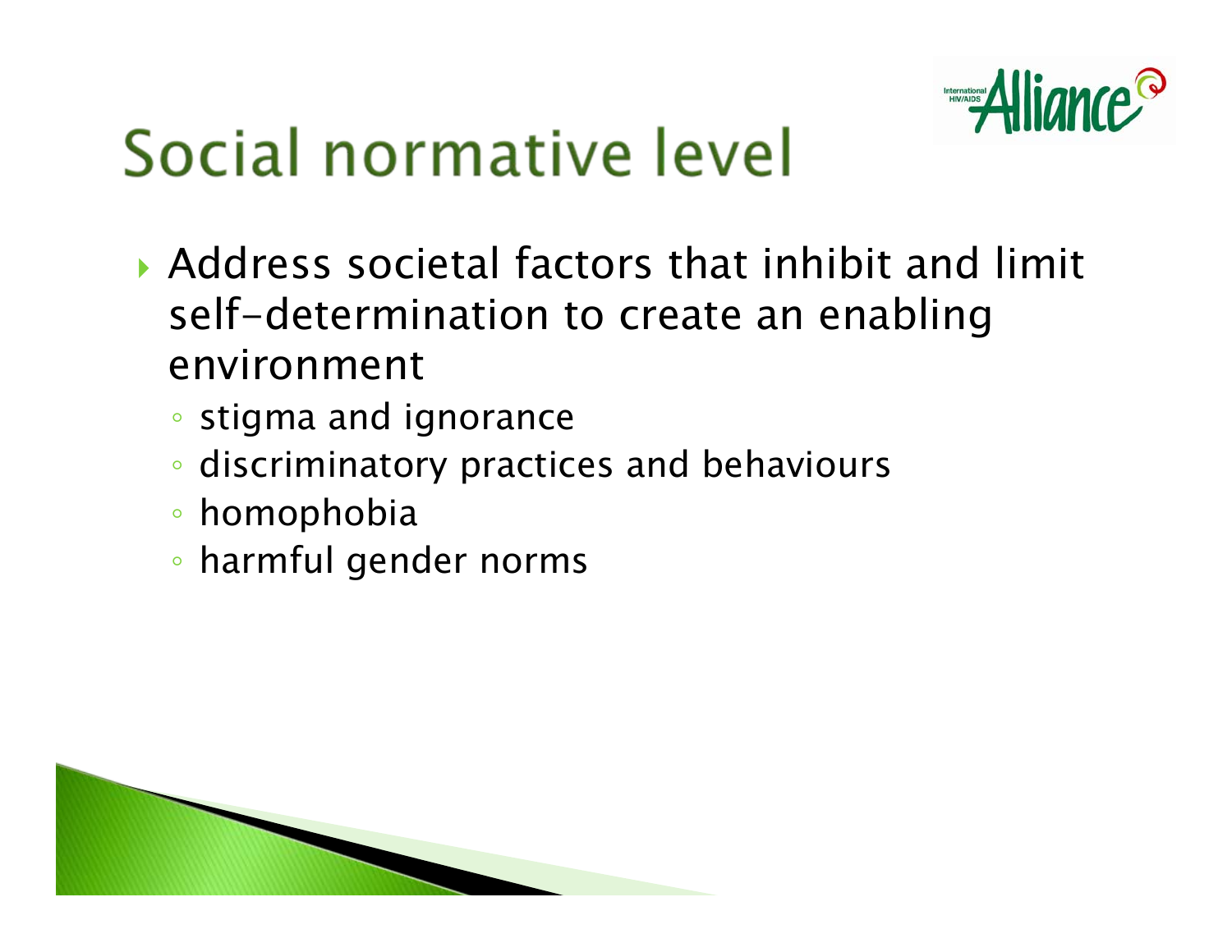# Social normative level

- Address societal factors that inhibit and limit self-determination to create an enabling environment
  - stigma and ignorance
  - discriminatory practices and behaviours
  - homophobia
  - harmful gender norms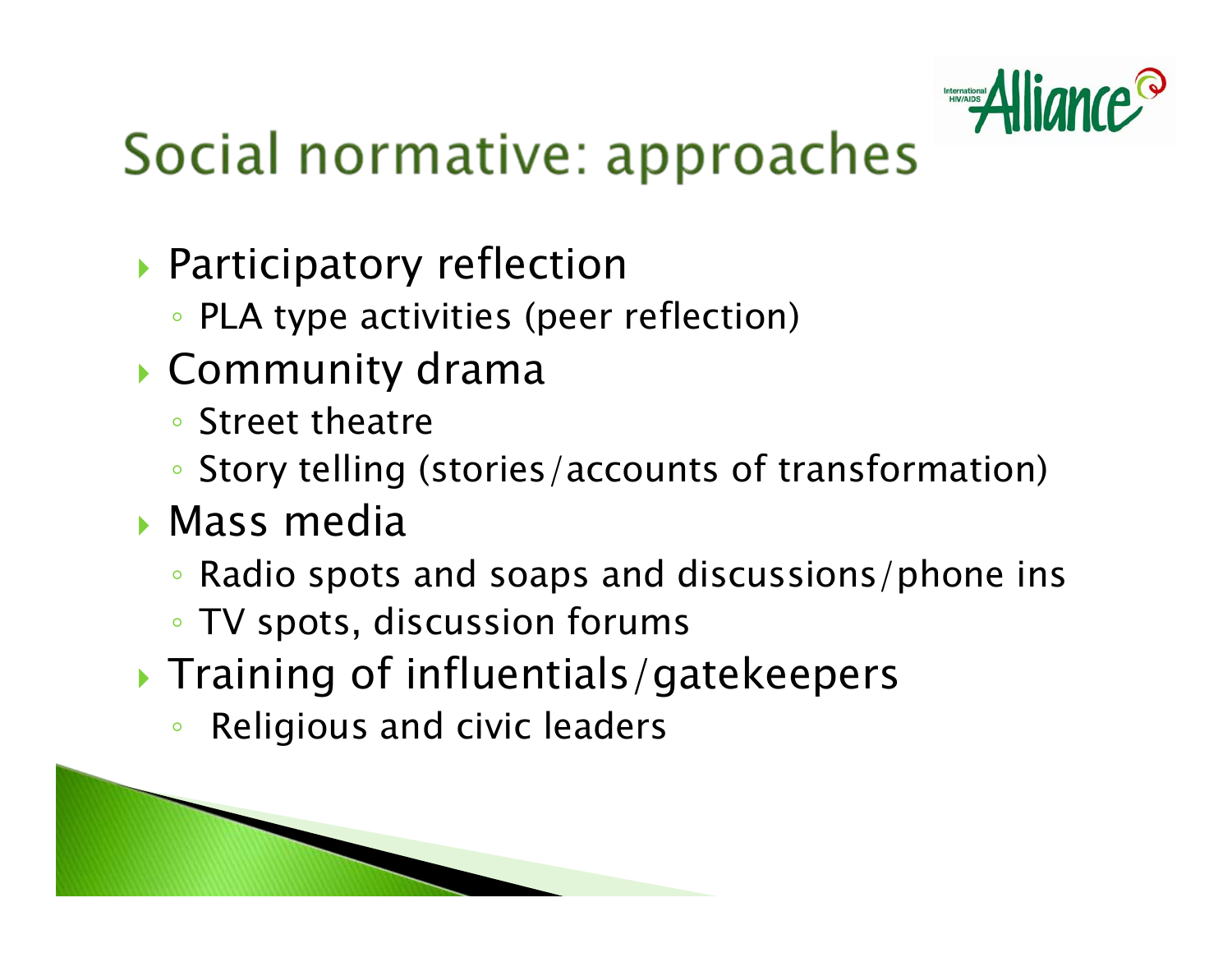# Social normative: approaches

- Participatory reflection
  - PLA type activities (peer reflection)
- Community drama
  - Street theatre
  - Story telling (stories/accounts of transformation)
- Mass media
  - Radio spots and soaps and discussions/phone ins
  - TV spots, discussion forums
- Training of influentials/gatekeepers
  - Religious and civic leaders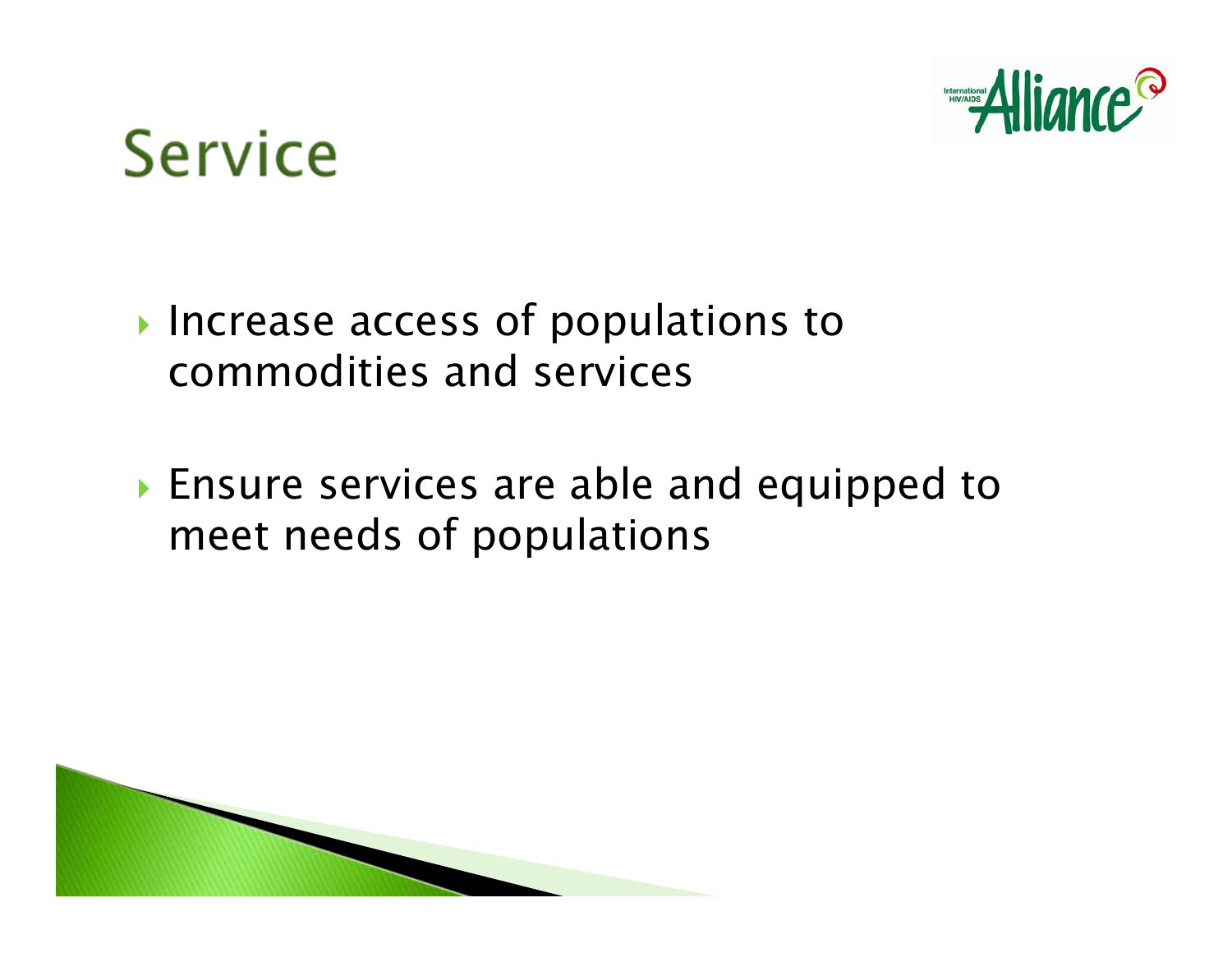# Service

- Increase access of populations to commodities and services
- Ensure services are able and equipped to meet needs of populations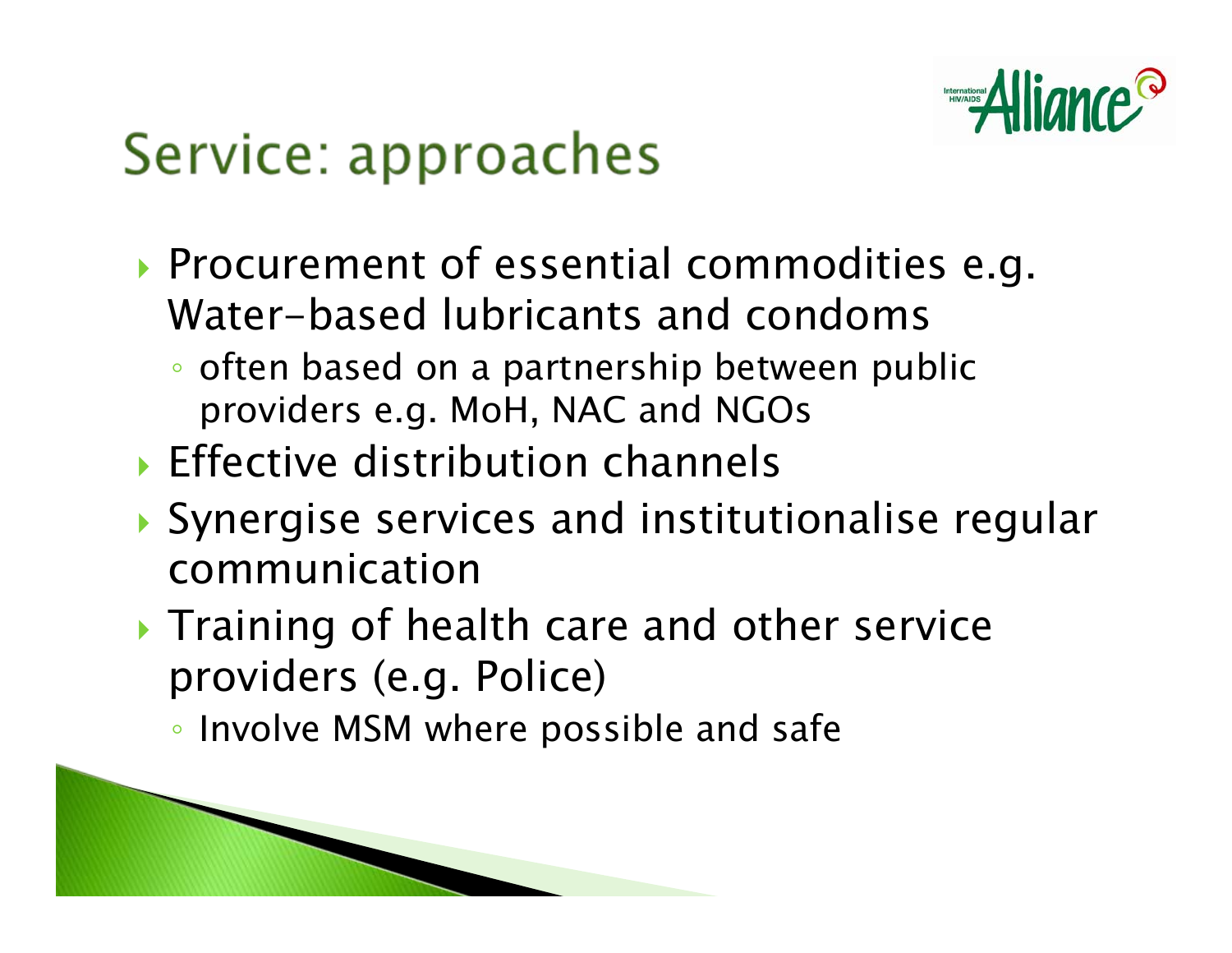# Service: approaches

- Procurement of essential commodities e.g. Water-based lubricants and condoms
  - often based on a partnership between public providers e.g. MoH, NAC and NGOs
- Effective distribution channels
- Synergise services and institutionalise regular communication
- Training of health care and other service providers (e.g. Police)
  - Involve MSM where possible and safe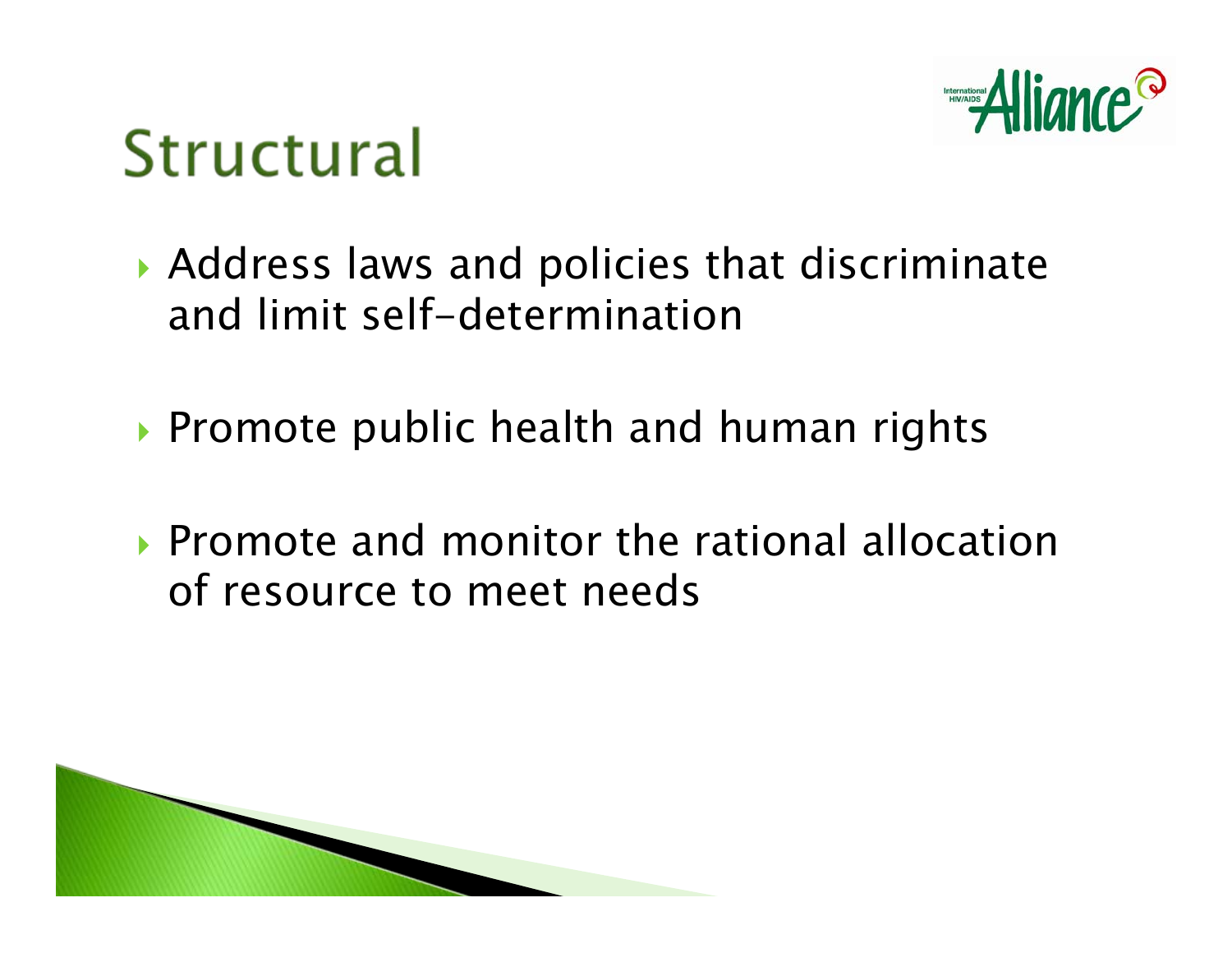# Structural

- Address laws and policies that discriminate and limit self-determination
- Promote public health and human rights
- Promote and monitor the rational allocation of resource to meet needs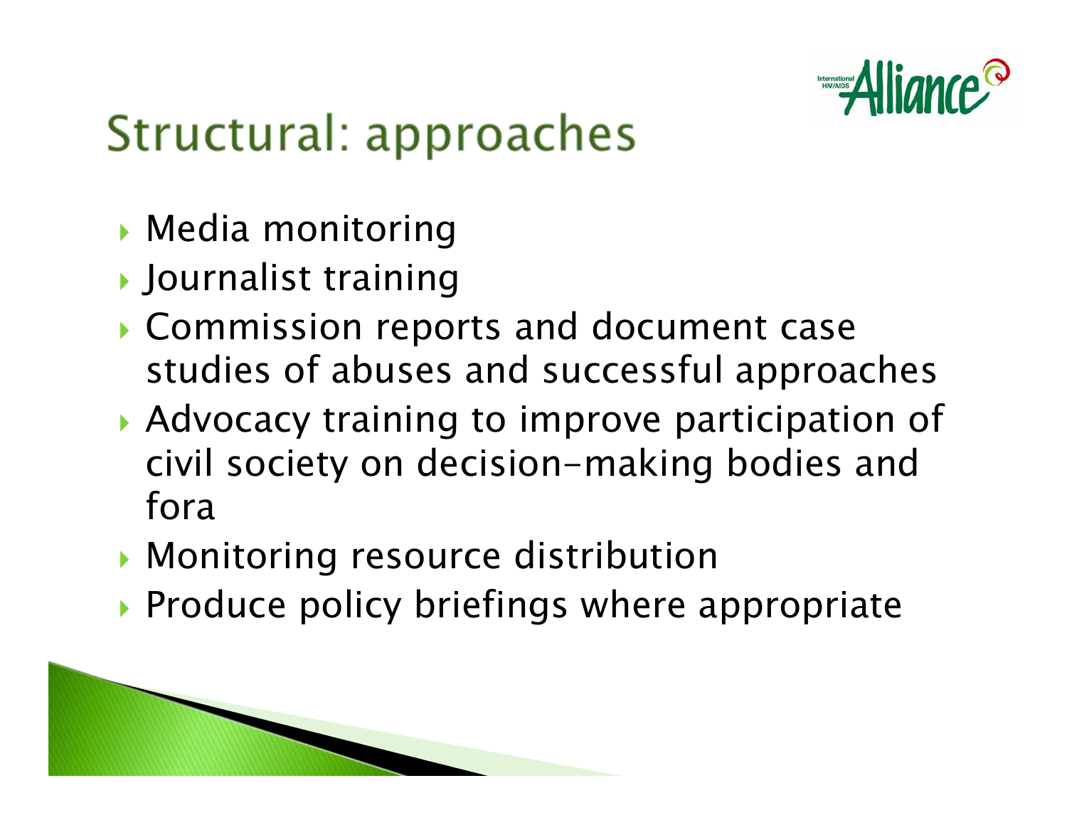# Structural: approaches

- Media monitoring
- Journalist training
- Commission reports and document case studies of abuses and successful approaches
- Advocacy training to improve participation of civil society on decision-making bodies and fora
- Monitoring resource distribution
- Produce policy briefings where appropriate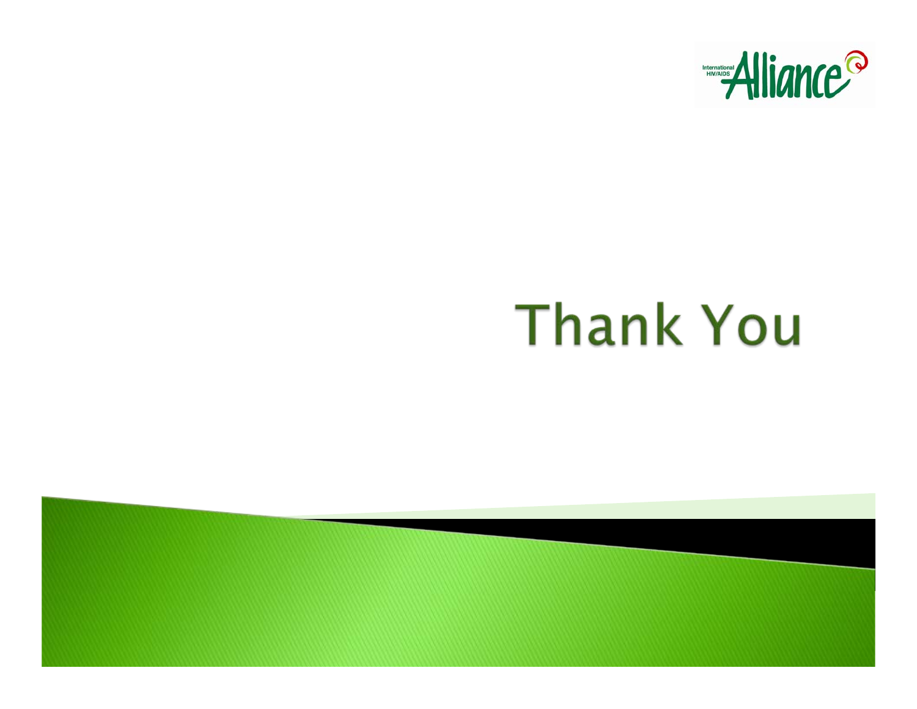International HIV/AIDS Alliance

# Thank You